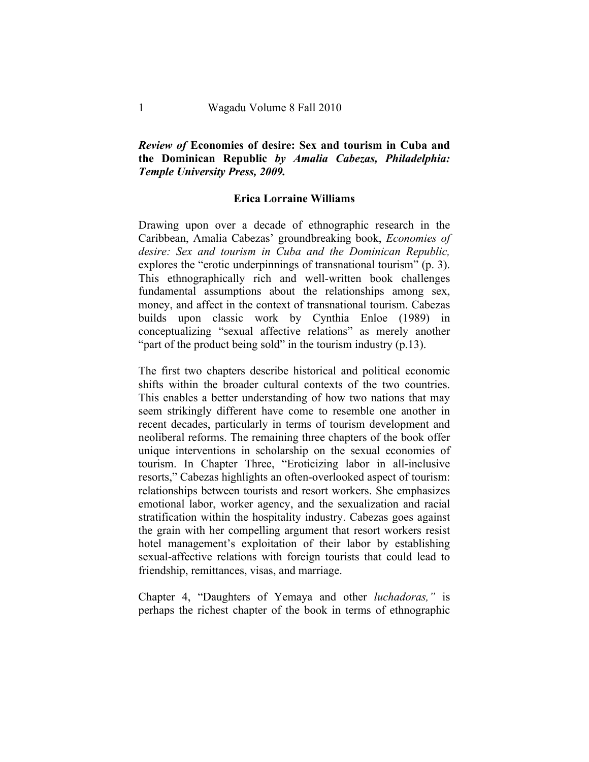***Review of* Economies of desire: Sex and tourism in Cuba and the Dominican Republic *by Amalia Cabezas, Philadelphia: Temple University Press, 2009.***

**Erica Lorraine Williams**

Drawing upon over a decade of ethnographic research in the Caribbean, Amalia Cabezas' groundbreaking book, *Economies of desire: Sex and tourism in Cuba and the Dominican Republic,* explores the "erotic underpinnings of transnational tourism" (p. 3). This ethnographically rich and well-written book challenges fundamental assumptions about the relationships among sex, money, and affect in the context of transnational tourism. Cabezas builds upon classic work by Cynthia Enloe (1989) in conceptualizing "sexual affective relations" as merely another "part of the product being sold" in the tourism industry (p.13).

The first two chapters describe historical and political economic shifts within the broader cultural contexts of the two countries. This enables a better understanding of how two nations that may seem strikingly different have come to resemble one another in recent decades, particularly in terms of tourism development and neoliberal reforms. The remaining three chapters of the book offer unique interventions in scholarship on the sexual economies of tourism. In Chapter Three, "Eroticizing labor in all-inclusive resorts," Cabezas highlights an often-overlooked aspect of tourism: relationships between tourists and resort workers. She emphasizes emotional labor, worker agency, and the sexualization and racial stratification within the hospitality industry. Cabezas goes against the grain with her compelling argument that resort workers resist hotel management's exploitation of their labor by establishing sexual-affective relations with foreign tourists that could lead to friendship, remittances, visas, and marriage.

Chapter 4, "Daughters of Yemaya and other *luchadoras,"* is perhaps the richest chapter of the book in terms of ethnographic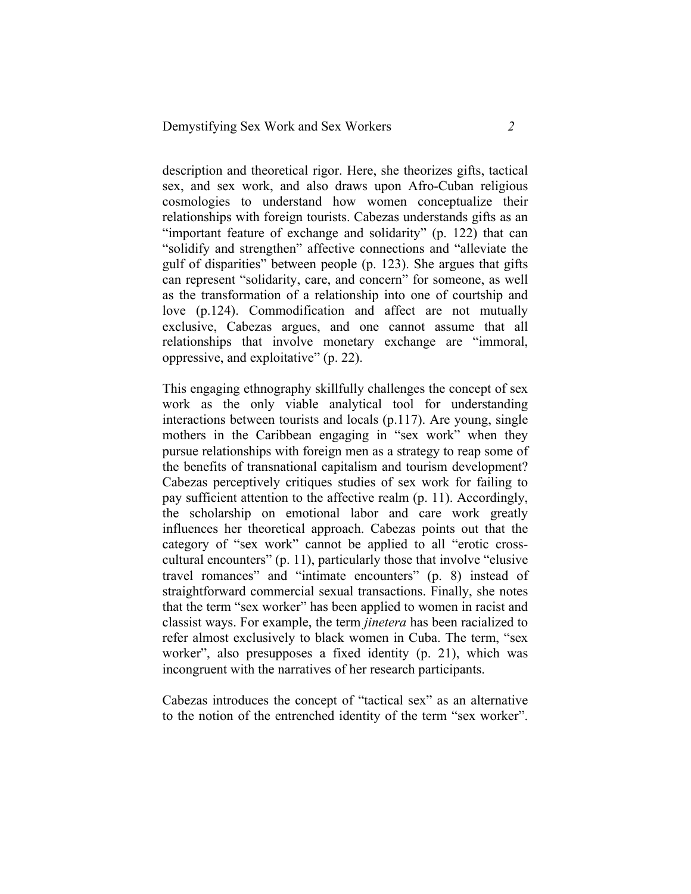description and theoretical rigor. Here, she theorizes gifts, tactical sex, and sex work, and also draws upon Afro-Cuban religious cosmologies to understand how women conceptualize their relationships with foreign tourists. Cabezas understands gifts as an "important feature of exchange and solidarity" (p. 122) that can "solidify and strengthen" affective connections and "alleviate the gulf of disparities" between people (p. 123). She argues that gifts can represent "solidarity, care, and concern" for someone, as well as the transformation of a relationship into one of courtship and love (p.124). Commodification and affect are not mutually exclusive, Cabezas argues, and one cannot assume that all relationships that involve monetary exchange are "immoral, oppressive, and exploitative" (p. 22).

This engaging ethnography skillfully challenges the concept of sex work as the only viable analytical tool for understanding interactions between tourists and locals (p.117). Are young, single mothers in the Caribbean engaging in "sex work" when they pursue relationships with foreign men as a strategy to reap some of the benefits of transnational capitalism and tourism development? Cabezas perceptively critiques studies of sex work for failing to pay sufficient attention to the affective realm (p. 11). Accordingly, the scholarship on emotional labor and care work greatly influences her theoretical approach. Cabezas points out that the category of "sex work" cannot be applied to all "erotic cross-cultural encounters" (p. 11), particularly those that involve "elusive travel romances" and "intimate encounters" (p. 8) instead of straightforward commercial sexual transactions. Finally, she notes that the term "sex worker" has been applied to women in racist and classist ways. For example, the term *jinetera* has been racialized to refer almost exclusively to black women in Cuba. The term, "sex worker", also presupposes a fixed identity (p. 21), which was incongruent with the narratives of her research participants.

Cabezas introduces the concept of "tactical sex" as an alternative to the notion of the entrenched identity of the term "sex worker".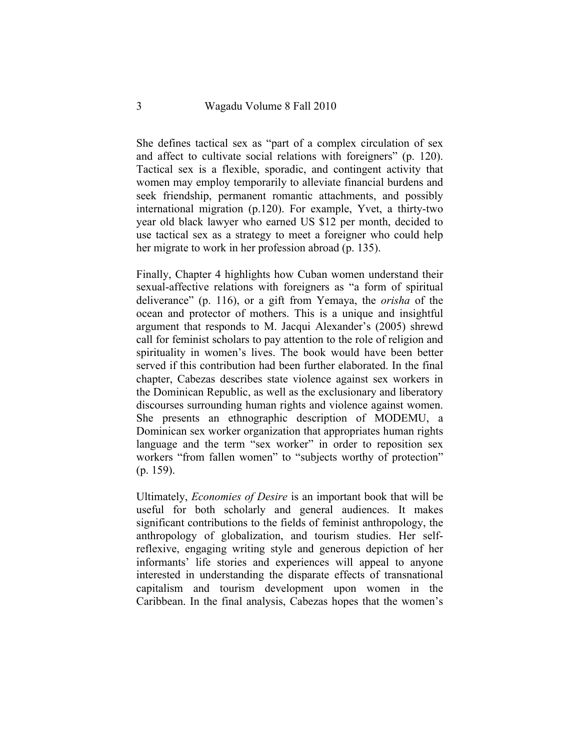She defines tactical sex as "part of a complex circulation of sex and affect to cultivate social relations with foreigners" (p. 120). Tactical sex is a flexible, sporadic, and contingent activity that women may employ temporarily to alleviate financial burdens and seek friendship, permanent romantic attachments, and possibly international migration (p.120). For example, Yvet, a thirty-two year old black lawyer who earned US $12 per month, decided to use tactical sex as a strategy to meet a foreigner who could help her migrate to work in her profession abroad (p. 135).

Finally, Chapter 4 highlights how Cuban women understand their sexual-affective relations with foreigners as "a form of spiritual deliverance" (p. 116), or a gift from Yemaya, the *orisha* of the ocean and protector of mothers. This is a unique and insightful argument that responds to M. Jacqui Alexander's (2005) shrewd call for feminist scholars to pay attention to the role of religion and spirituality in women's lives. The book would have been better served if this contribution had been further elaborated. In the final chapter, Cabezas describes state violence against sex workers in the Dominican Republic, as well as the exclusionary and liberatory discourses surrounding human rights and violence against women. She presents an ethnographic description of MODEMU, a Dominican sex worker organization that appropriates human rights language and the term "sex worker" in order to reposition sex workers "from fallen women" to "subjects worthy of protection" (p. 159).

Ultimately, *Economies of Desire* is an important book that will be useful for both scholarly and general audiences. It makes significant contributions to the fields of feminist anthropology, the anthropology of globalization, and tourism studies. Her self-reflexive, engaging writing style and generous depiction of her informants' life stories and experiences will appeal to anyone interested in understanding the disparate effects of transnational capitalism and tourism development upon women in the Caribbean. In the final analysis, Cabezas hopes that the women's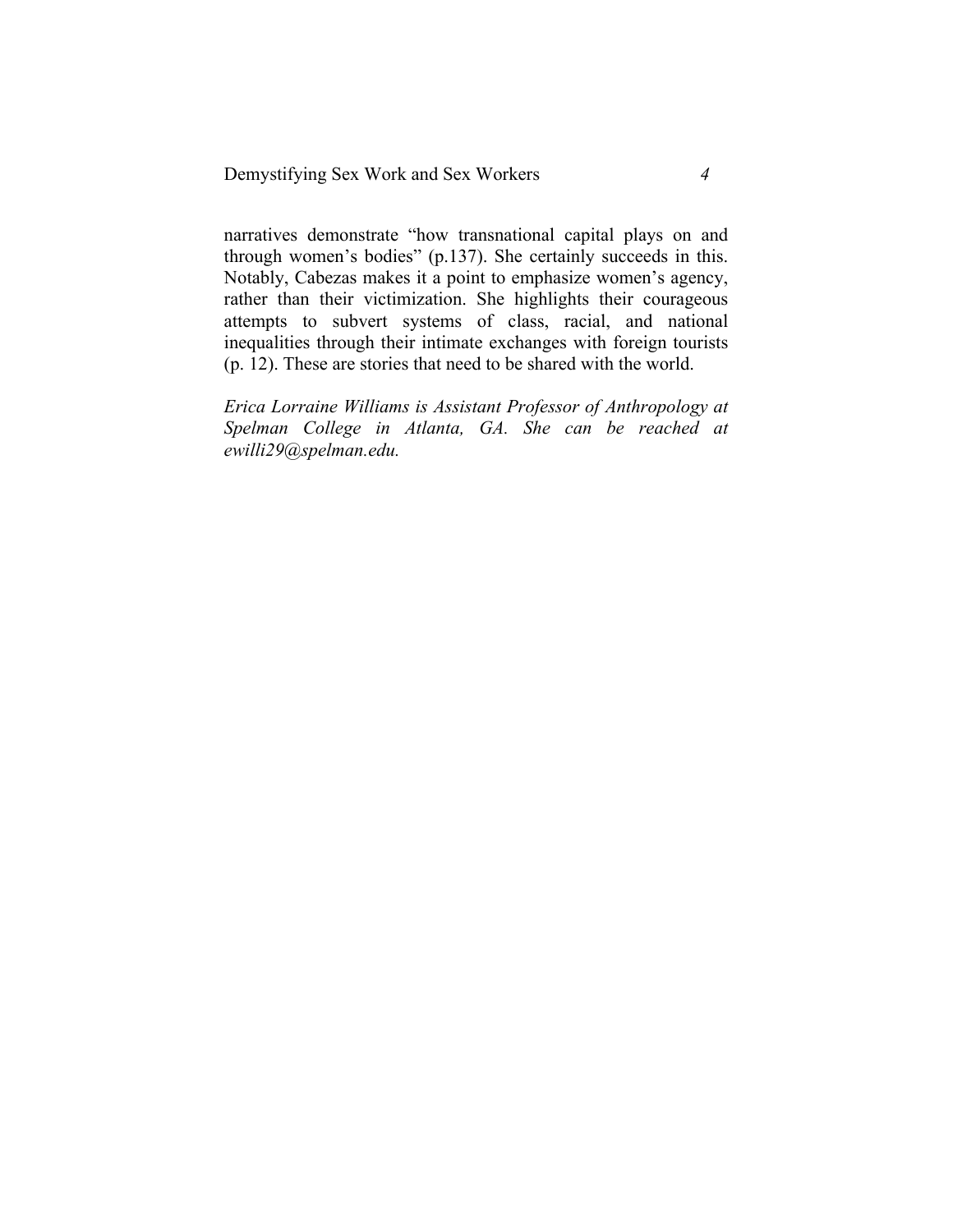narratives demonstrate "how transnational capital plays on and through women's bodies" (p.137). She certainly succeeds in this. Notably, Cabezas makes it a point to emphasize women's agency, rather than their victimization. She highlights their courageous attempts to subvert systems of class, racial, and national inequalities through their intimate exchanges with foreign tourists (p. 12). These are stories that need to be shared with the world.

*Erica Lorraine Williams is Assistant Professor of Anthropology at Spelman College in Atlanta, GA. She can be reached at ewilli29@spelman.edu.*